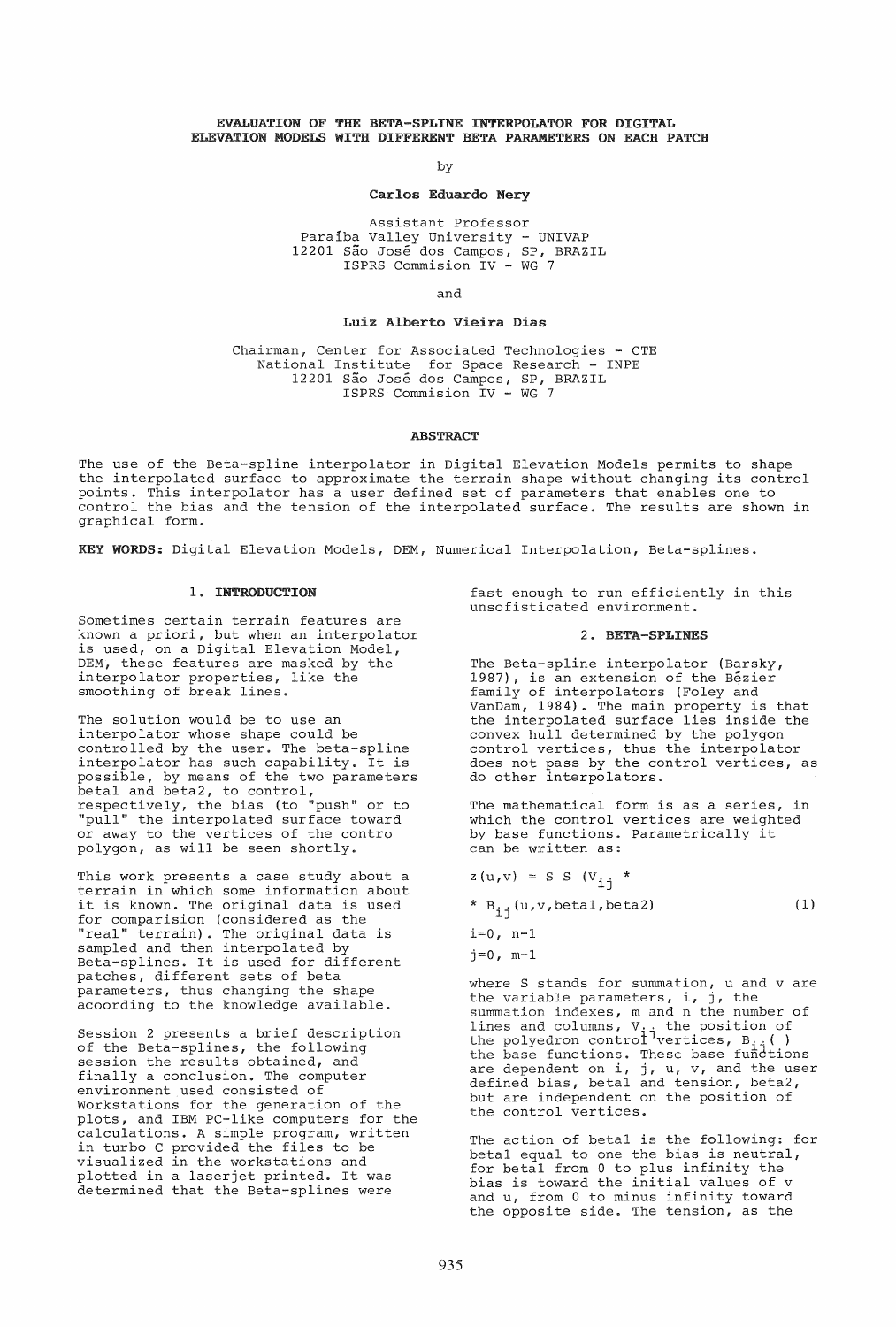# EVALUATION OF THE BETA-SPLINE INTERPOLATOR FOR DIGITAL ELEVATION MODELS WITH DIFFERENT BETA PARAMETERS ON EACH PATCH

by

**Carlos Eduardo Nery**

Assistant Professor
Paraíba Valley University - UNIVAP
12201 São José dos Campos, SP, BRAZIL
ISPRS Commision IV - WG 7

and

**Luiz Alberto Vieira Dias**

Chairman, Center for Associated Technologies - CTE
National Institute for Space Research - INPE
12201 São José dos Campos, SP, BRAZIL
ISPRS Commision IV - WG 7

## ABSTRACT

The use of the Beta-spline interpolator in Digital Elevation Models permits to shape the interpolated surface to approximate the terrain shape without changing its control points. This interpolator has a user defined set of parameters that enables one to control the bias and the tension of the interpolated surface. The results are shown in graphical form.

**KEY WORDS:** Digital Elevation Models, DEM, Numerical Interpolation, Beta-splines.

## 1. INTRODUCTION

Sometimes certain terrain features are known a priori, but when an interpolator is used, on a Digital Elevation Model, DEM, these features are masked by the interpolator properties, like the smoothing of break lines.

The solution would be to use an interpolator whose shape could be controlled by the user. The beta-spline interpolator has such capability. It is possible, by means of the two parameters beta1 and beta2, to control, respectively, the bias (to "push" or to "pull" the interpolated surface toward or away to the vertices of the contro polygon, as will be seen shortly.

This work presents a case study about a terrain in which some information about it is known. The original data is used for comparision (considered as the "real" terrain). The original data is sampled and then interpolated by Beta-splines. It is used for different patches, different sets of beta parameters, thus changing the shape according to the knowledge available.

Session 2 presents a brief description of the Beta-splines, the following session the results obtained, and finally a conclusion. The computer environment used consisted of Workstations for the generation of the plots, and IBM PC-like computers for the calculations. A simple program, written in turbo C provided the files to be visualized in the workstations and plotted in a laserjet printed. It was determined that the Beta-splines were fast enough to run efficiently in this unsofisticated environment.

## 2. BETA-SPLINES

The Beta-spline interpolator (Barsky, 1987), is an extension of the Bézier family of interpolators (Foley and VanDam, 1984). The main property is that the interpolated surface lies inside the convex hull determined by the polygon control vertices, thus the interpolator does not pass by the control vertices, as do other interpolators.

The mathematical form is as a series, in which the control vertices are weighted by base functions. Parametrically it can be written as:

$$z(u,v) = S\ S\ (V_{ij} * B_{ij}(u,v,\text{beta1},\text{beta2})) \qquad (1)$$

$$i=0,\ n-1$$

$$j=0,\ m-1$$

where S stands for summation, u and v are the variable parameters, i, j, the summation indexes, m and n the number of lines and columns, $V_{ij}$ the position of the polyedron control vertices, $B_{ij}(\ )$ the base functions. These base functions are dependent on i, j, u, v, and the user defined bias, beta1 and tension, beta2, but are independent on the position of the control vertices.

The action of beta1 is the following: for beta1 equal to one the bias is neutral, for beta1 from 0 to plus infinity the bias is toward the initial values of v and u, from 0 to minus infinity toward the opposite side. The tension, as the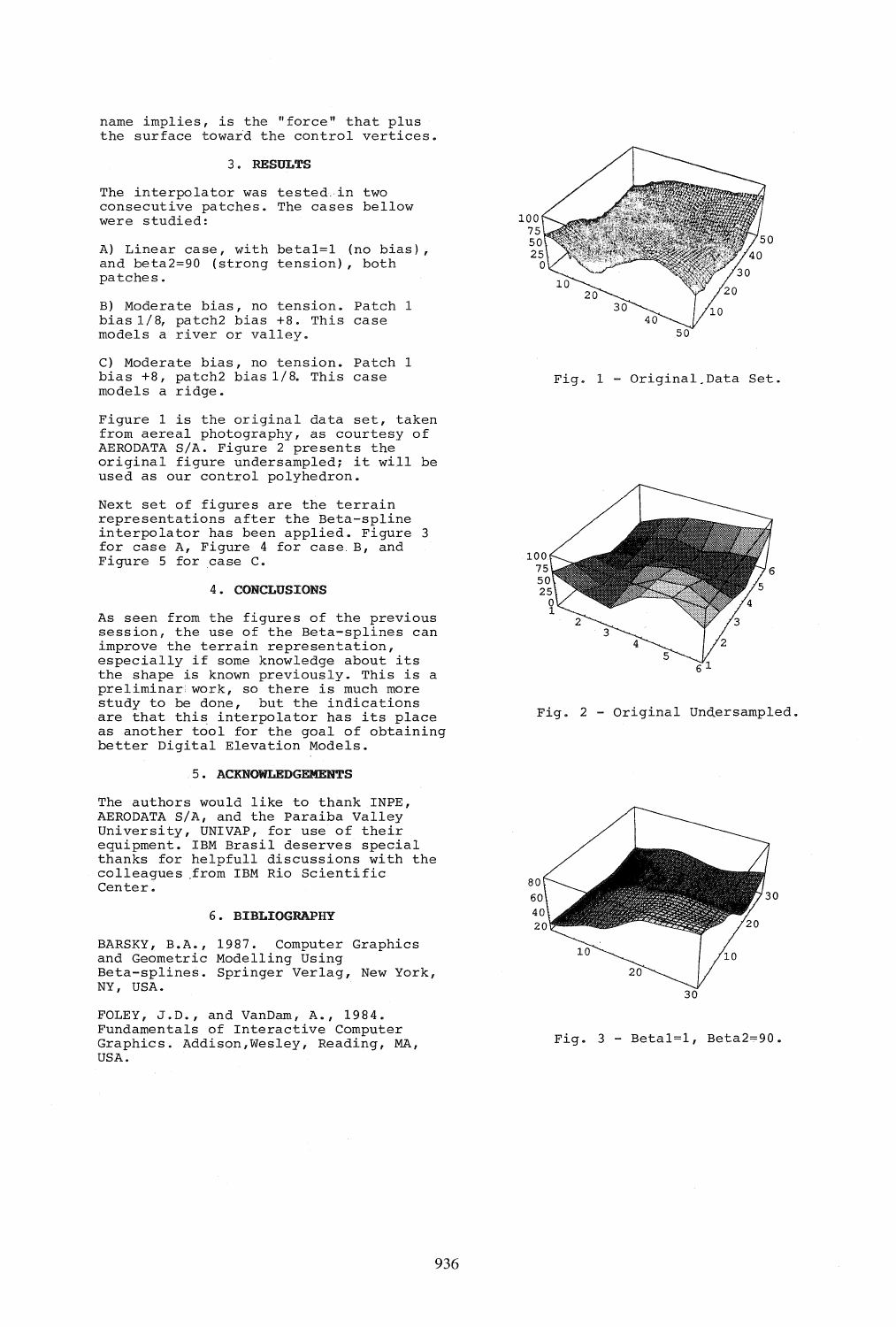name implies, is the "force" that plus the surface toward the control vertices.

## 3. RESULTS

The interpolator was tested in two consecutive patches. The cases bellow were studied:

A) Linear case, with beta1=1 (no bias), and beta2=90 (strong tension), both patches.

B) Moderate bias, no tension. Patch 1 bias 1/8, patch2 bias +8. This case models a river or valley.

C) Moderate bias, no tension. Patch 1 bias +8, patch2 bias 1/8. This case models a ridge.

Figure 1 is the original data set, taken from aereal photography, as courtesy of AERODATA S/A. Figure 2 presents the original figure undersampled; it will be used as our control polyhedron.

Next set of figures are the terrain representations after the Beta-spline interpolator has been applied. Figure 3 for case A, Figure 4 for case B, and Figure 5 for case C.

## 4. CONCLUSIONS

As seen from the figures of the previous session, the use of the Beta-splines can improve the terrain representation, especially if some knowledge about its the shape is known previously. This is a preliminar work, so there is much more study to be done, but the indications are that this interpolator has its place as another tool for the goal of obtaining better Digital Elevation Models.

## 5. ACKNOWLEDGEMENTS

The authors would like to thank INPE, AERODATA S/A, and the Paraiba Valley University, UNIVAP, for use of their equipment. IBM Brasil deserves special thanks for helpfull discussions with the colleagues from IBM Rio Scientific Center.

## 6. BIBLIOGRAPHY

BARSKY, B.A., 1987. Computer Graphics and Geometric Modelling Using Beta-splines. Springer Verlag, New York, NY, USA.

FOLEY, J.D., and VanDam, A., 1984. Fundamentals of Interactive Computer Graphics. Addison,Wesley, Reading, MA, USA.

Fig. 1 - Original Data Set.

Fig. 2 - Original Undersampled.

Fig. 3 - Beta1=1, Beta2=90.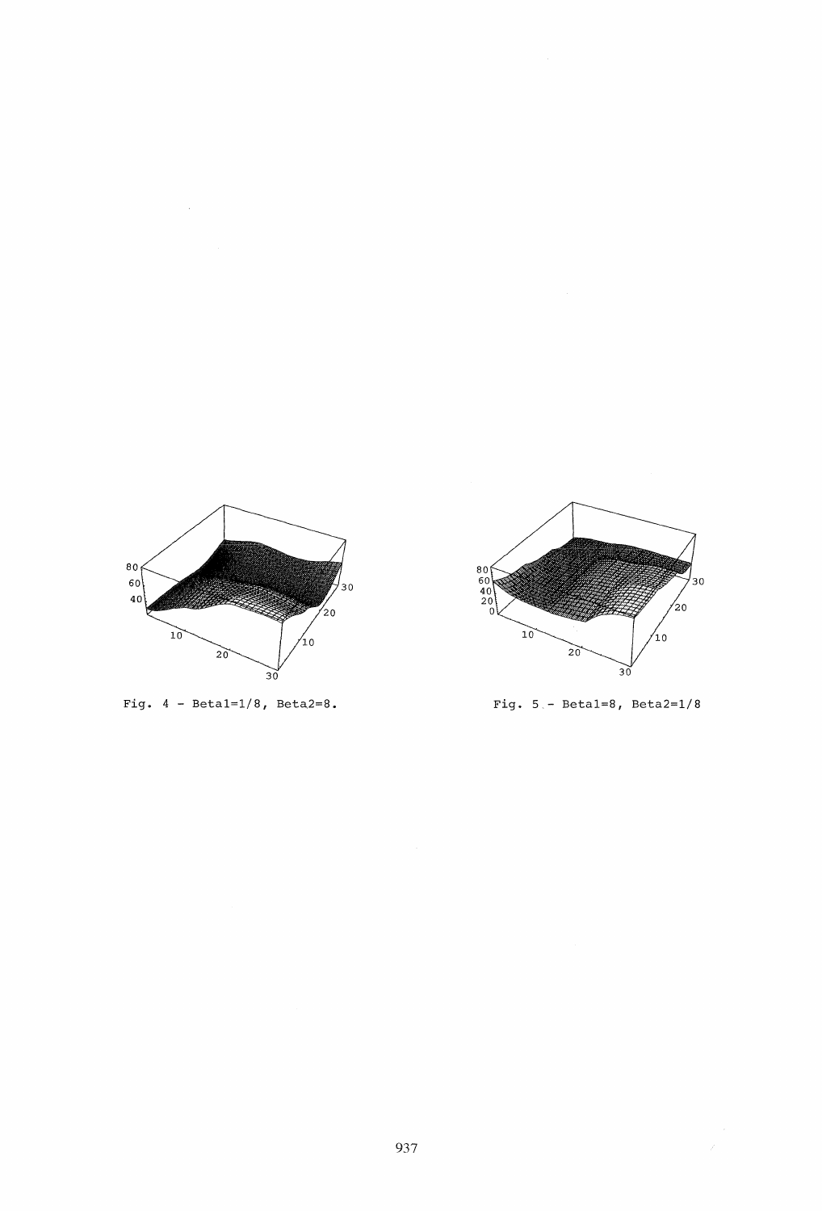80
60
40
10
20
30
30
20
10

Fig. 4 - Beta1=1/8, Beta2=8.

80
60
40
20
0
10
20
30
30
20
10

Fig. 5 - Beta1=8, Beta2=1/8